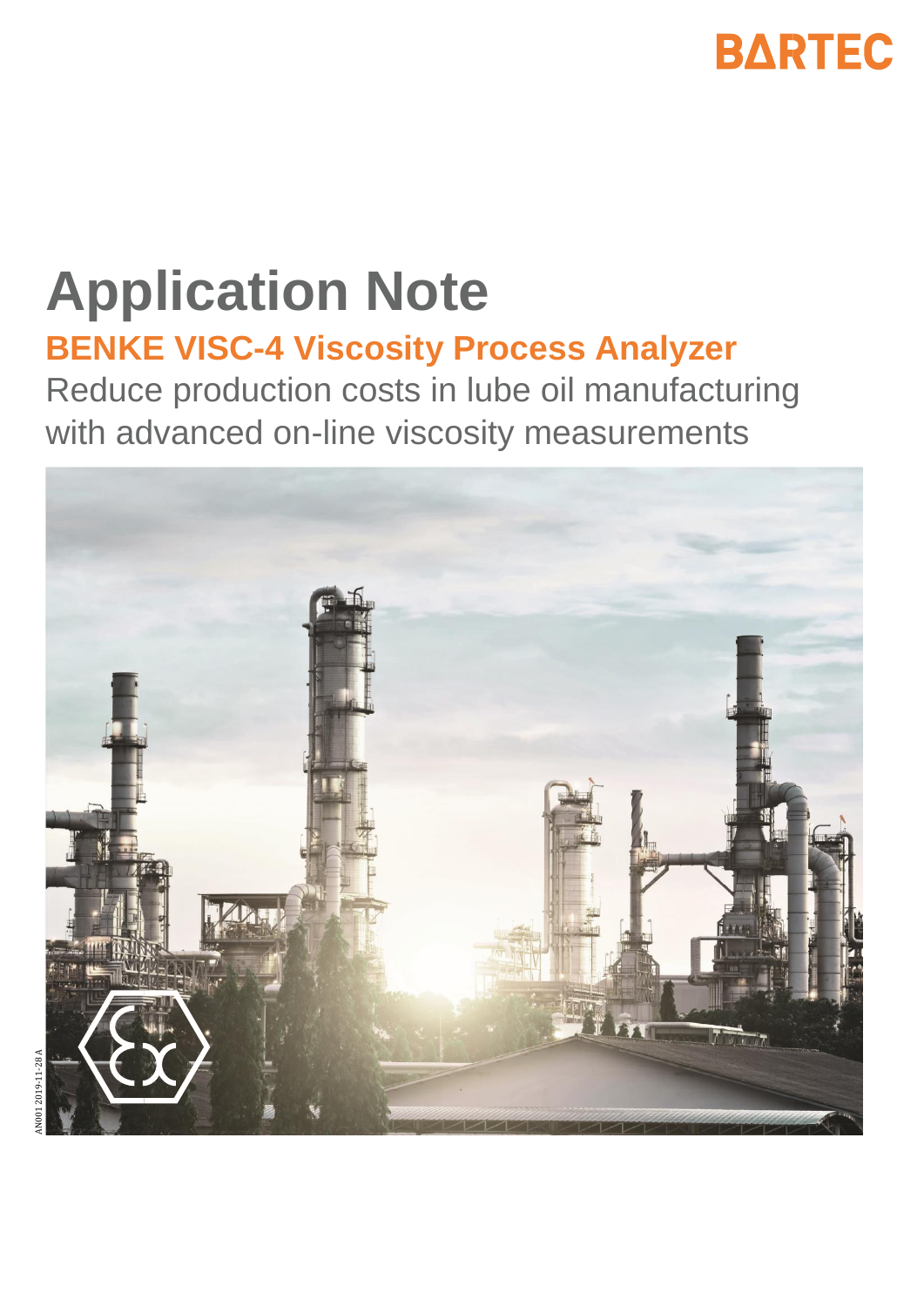BARTEC

# Application Note

## BENKE VISC-4 Viscosity Process Analyzer

Reduce production costs in lube oil manufacturing with advanced on-line viscosity measurements

AN001 2019-11-28 A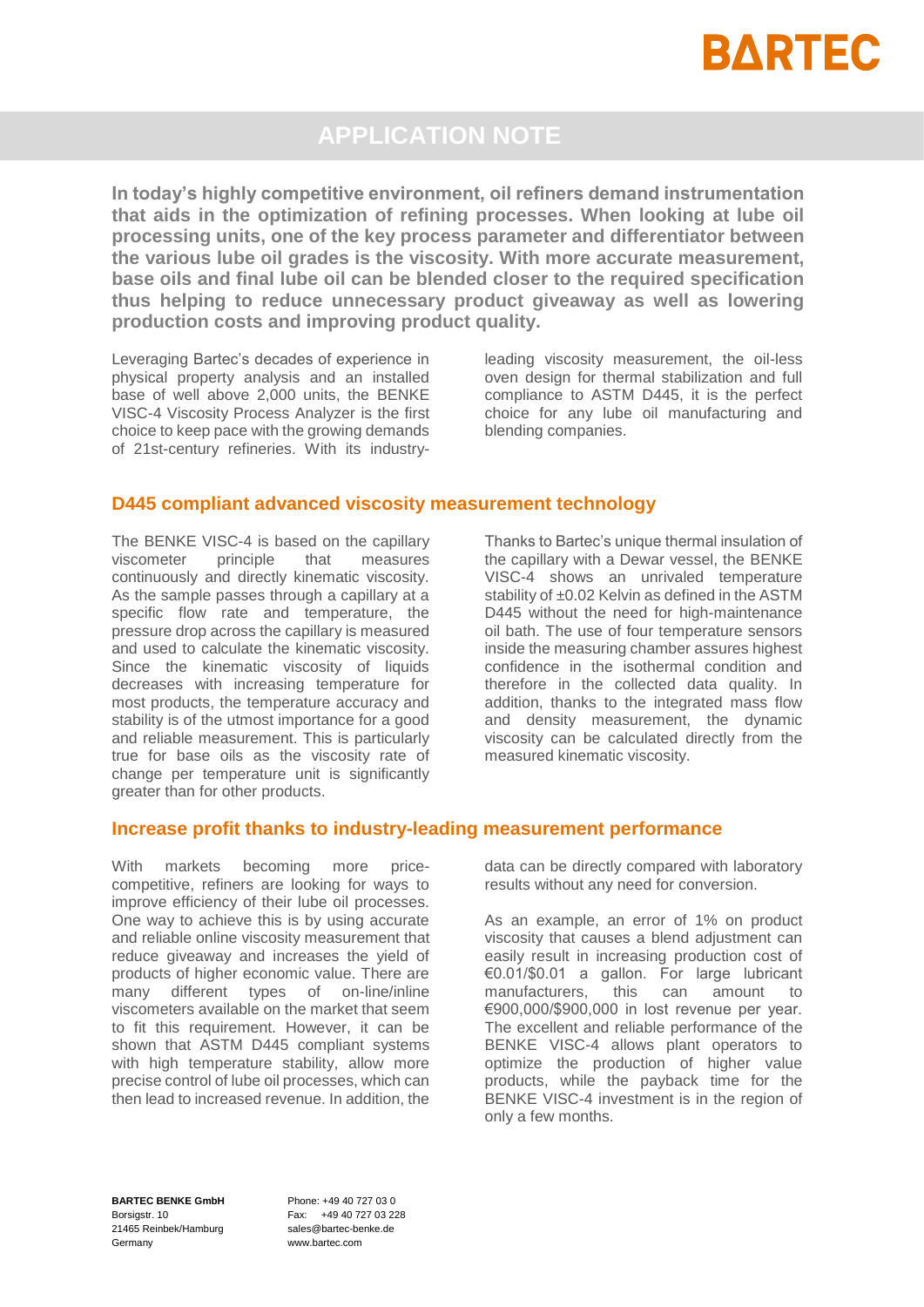# APPLICATION NOTE

**In today's highly competitive environment, oil refiners demand instrumentation that aids in the optimization of refining processes. When looking at lube oil processing units, one of the key process parameter and differentiator between the various lube oil grades is the viscosity. With more accurate measurement, base oils and final lube oil can be blended closer to the required specification thus helping to reduce unnecessary product giveaway as well as lowering production costs and improving product quality.**

Leveraging Bartec's decades of experience in physical property analysis and an installed base of well above 2,000 units, the BENKE VISC-4 Viscosity Process Analyzer is the first choice to keep pace with the growing demands of 21st-century refineries. With its industry-leading viscosity measurement, the oil-less oven design for thermal stabilization and full compliance to ASTM D445, it is the perfect choice for any lube oil manufacturing and blending companies.

## D445 compliant advanced viscosity measurement technology

The BENKE VISC-4 is based on the capillary viscometer principle that measures continuously and directly kinematic viscosity. As the sample passes through a capillary at a specific flow rate and temperature, the pressure drop across the capillary is measured and used to calculate the kinematic viscosity. Since the kinematic viscosity of liquids decreases with increasing temperature for most products, the temperature accuracy and stability is of the utmost importance for a good and reliable measurement. This is particularly true for base oils as the viscosity rate of change per temperature unit is significantly greater than for other products.

Thanks to Bartec's unique thermal insulation of the capillary with a Dewar vessel, the BENKE VISC-4 shows an unrivaled temperature stability of ±0.02 Kelvin as defined in the ASTM D445 without the need for high-maintenance oil bath. The use of four temperature sensors inside the measuring chamber assures highest confidence in the isothermal condition and therefore in the collected data quality. In addition, thanks to the integrated mass flow and density measurement, the dynamic viscosity can be calculated directly from the measured kinematic viscosity.

## Increase profit thanks to industry-leading measurement performance

With markets becoming more price-competitive, refiners are looking for ways to improve efficiency of their lube oil processes. One way to achieve this is by using accurate and reliable online viscosity measurement that reduce giveaway and increases the yield of products of higher economic value. There are many different types of on-line/inline viscometers available on the market that seem to fit this requirement. However, it can be shown that ASTM D445 compliant systems with high temperature stability, allow more precise control of lube oil processes, which can then lead to increased revenue. In addition, the data can be directly compared with laboratory results without any need for conversion.

As an example, an error of 1% on product viscosity that causes a blend adjustment can easily result in increasing production cost of €0.01/$0.01 a gallon. For large lubricant manufacturers, this can amount to €900,000/$900,000 in lost revenue per year. The excellent and reliable performance of the BENKE VISC-4 allows plant operators to optimize the production of higher value products, while the payback time for the BENKE VISC-4 investment is in the region of only a few months.

**BARTEC BENKE GmbH**
Borsigstr. 10
21465 Reinbek/Hamburg
Germany

Phone: +49 40 727 03 0
Fax: +49 40 727 03 228
sales@bartec-benke.de
www.bartec.com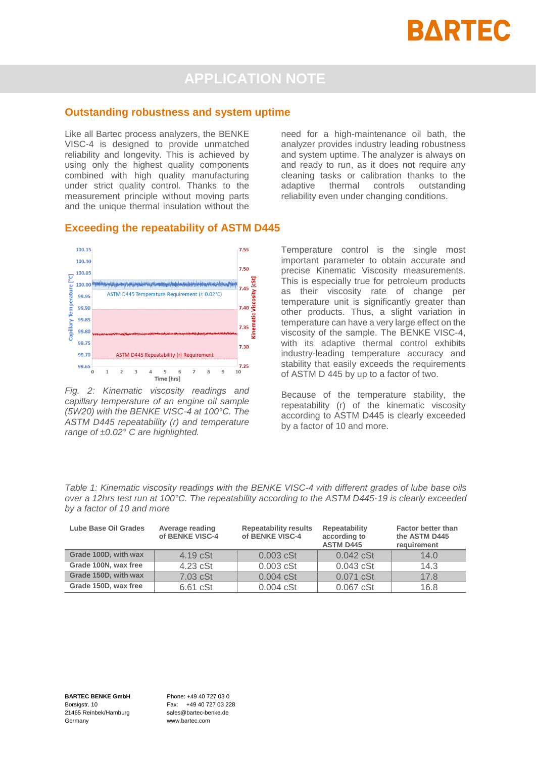# APPLICATION NOTE

## Outstanding robustness and system uptime

Like all Bartec process analyzers, the BENKE VISC-4 is designed to provide unmatched reliability and longevity. This is achieved by using only the highest quality components combined with high quality manufacturing under strict quality control. Thanks to the measurement principle without moving parts and the unique thermal insulation without the need for a high-maintenance oil bath, the analyzer provides industry leading robustness and system uptime. The analyzer is always on and ready to run, as it does not require any cleaning tasks or calibration thanks to the adaptive thermal controls outstanding reliability even under changing conditions.

## Exceeding the repeatability of ASTM D445

*Fig. 2: Kinematic viscosity readings and capillary temperature of an engine oil sample (5W20) with the BENKE VISC-4 at 100°C. The ASTM D445 repeatability (r) and temperature range of ±0.02° C are highlighted.*

Temperature control is the single most important parameter to obtain accurate and precise Kinematic Viscosity measurements. This is especially true for petroleum products as their viscosity rate of change per temperature unit is significantly greater than other products. Thus, a slight variation in temperature can have a very large effect on the viscosity of the sample. The BENKE VISC-4, with its adaptive thermal control exhibits industry-leading temperature accuracy and stability that easily exceeds the requirements of ASTM D 445 by up to a factor of two.

Because of the temperature stability, the repeatability (r) of the kinematic viscosity according to ASTM D445 is clearly exceeded by a factor of 10 and more.

*Table 1: Kinematic viscosity readings with the BENKE VISC-4 with different grades of lube base oils over a 12hrs test run at 100°C. The repeatability according to the ASTM D445-19 is clearly exceeded by a factor of 10 and more*

| Lube Base Oil Grades | Average reading of BENKE VISC-4 | Repeatability results of BENKE VISC-4 | Repeatability according to ASTM D445 | Factor better than the ASTM D445 requirement |
|---|---|---|---|---|
| Grade 100D, with wax | 4.19 cSt | 0.003 cSt | 0.042 cSt | 14.0 |
| Grade 100N, wax free | 4.23 cSt | 0.003 cSt | 0.043 cSt | 14.3 |
| Grade 150D, with wax | 7.03 cSt | 0.004 cSt | 0.071 cSt | 17.8 |
| Grade 150D, wax free | 6.61 cSt | 0.004 cSt | 0.067 cSt | 16.8 |

**BARTEC BENKE GmbH**
Borsigstr. 10
21465 Reinbek/Hamburg
Germany

Phone: +49 40 727 03 0
Fax: +49 40 727 03 228
sales@bartec-benke.de
www.bartec.com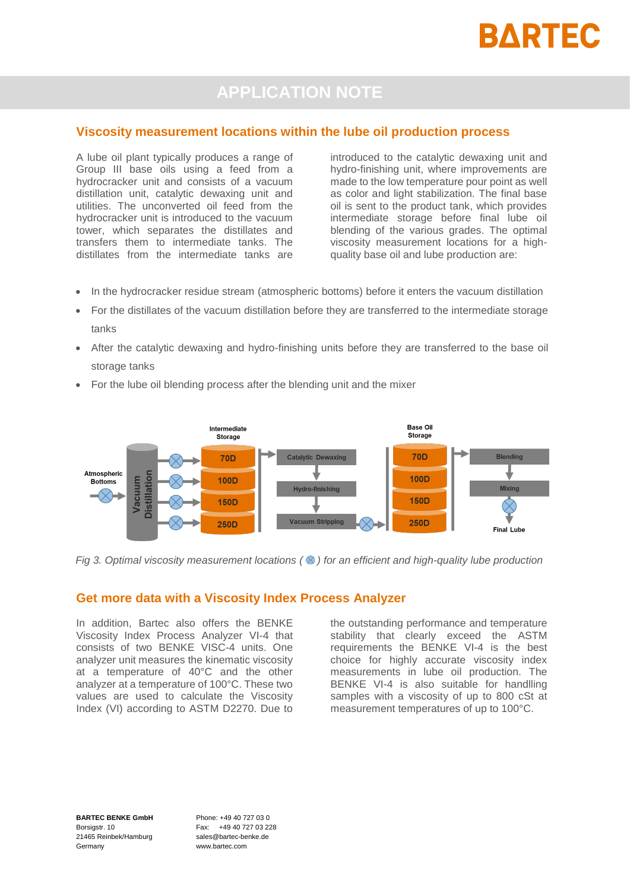BARTEC

APPLICATION NOTE

## Viscosity measurement locations within the lube oil production process

A lube oil plant typically produces a range of Group III base oils using a feed from a hydrocracker unit and consists of a vacuum distillation unit, catalytic dewaxing unit and utilities. The unconverted oil feed from the hydrocracker unit is introduced to the vacuum tower, which separates the distillates and transfers them to intermediate tanks. The distillates from the intermediate tanks are introduced to the catalytic dewaxing unit and hydro-finishing unit, where improvements are made to the low temperature pour point as well as color and light stabilization. The final base oil is sent to the product tank, which provides intermediate storage before final lube oil blending of the various grades. The optimal viscosity measurement locations for a high-quality base oil and lube production are:

- In the hydrocracker residue stream (atmospheric bottoms) before it enters the vacuum distillation
- For the distillates of the vacuum distillation before they are transferred to the intermediate storage tanks
- After the catalytic dewaxing and hydro-finishing units before they are transferred to the base oil storage tanks
- For the lube oil blending process after the blending unit and the mixer

Atmospheric Bottoms
Vacuum Distillation
Intermediate Storage
70D
100D
150D
250D
Catalytic Dewaxing
Hydro-finishing
Vacuum Stripping
Base Oil Storage
70D
100D
150D
250D
Blending
Mixing
Final Lube

*Fig 3. Optimal viscosity measurement locations (⊗) for an efficient and high-quality lube production*

## Get more data with a Viscosity Index Process Analyzer

In addition, Bartec also offers the BENKE Viscosity Index Process Analyzer VI-4 that consists of two BENKE VISC-4 units. One analyzer unit measures the kinematic viscosity at a temperature of 40°C and the other analyzer at a temperature of 100°C. These two values are used to calculate the Viscosity Index (VI) according to ASTM D2270. Due to the outstanding performance and temperature stability that clearly exceed the ASTM requirements the BENKE VI-4 is the best choice for highly accurate viscosity index measurements in lube oil production. The BENKE VI-4 is also suitable for handlling samples with a viscosity of up to 800 cSt at measurement temperatures of up to 100°C.

**BARTEC BENKE GmbH**
Borsigstr. 10
21465 Reinbek/Hamburg
Germany

Phone: +49 40 727 03 0
Fax: +49 40 727 03 228
sales@bartec-benke.de
www.bartec.com